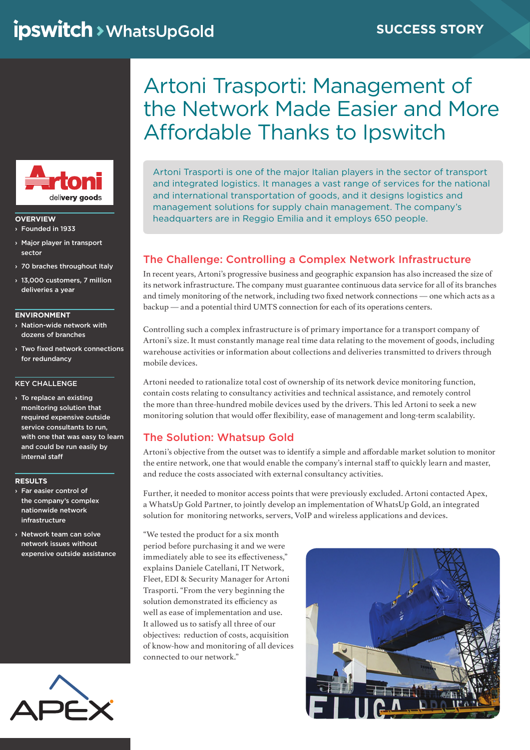# Artoni Trasporti: Management of the Network Made Easier and More Affordable Thanks to Ipswitch

Artoni Trasporti is one of the major Italian players in the sector of transport and integrated logistics. It manages a vast range of services for the national and international transportation of goods, and it designs logistics and management solutions for supply chain management. The company's headquarters are in Reggio Emilia and it employs 650 people.

**OVERVIEW**

- Founded in 1933
- Major player in transport sector
- 70 braches throughout Italy
- 13,000 customers, 7 million deliveries a year

**ENVIRONMENT**

- Nation-wide network with dozens of branches
- Two fixed network connections for redundancy

**KEY CHALLENGE**

- To replace an existing monitoring solution that required expensive outside service consultants to run, with one that was easy to learn and could be run easily by internal staff

**RESULTS**

- Far easier control of the company's complex nationwide network infrastructure
- Network team can solve network issues without expensive outside assistance

## The Challenge: Controlling a Complex Network Infrastructure

In recent years, Artoni's progressive business and geographic expansion has also increased the size of its network infrastructure. The company must guarantee continuous data service for all of its branches and timely monitoring of the network, including two fixed network connections — one which acts as a backup — and a potential third UMTS connection for each of its operations centers.

Controlling such a complex infrastructure is of primary importance for a transport company of Artoni's size. It must constantly manage real time data relating to the movement of goods, including warehouse activities or information about collections and deliveries transmitted to drivers through mobile devices.

Artoni needed to rationalize total cost of ownership of its network device monitoring function, contain costs relating to consultancy activities and technical assistance, and remotely control the more than three-hundred mobile devices used by the drivers. This led Artoni to seek a new monitoring solution that would offer flexibility, ease of management and long-term scalability.

## The Solution: Whatsup Gold

Artoni's objective from the outset was to identify a simple and affordable market solution to monitor the entire network, one that would enable the company's internal staff to quickly learn and master, and reduce the costs associated with external consultancy activities.

Further, it needed to monitor access points that were previously excluded. Artoni contacted Apex, a WhatsUp Gold Partner, to jointly develop an implementation of WhatsUp Gold, an integrated solution for monitoring networks, servers, VoIP and wireless applications and devices.

"We tested the product for a six month period before purchasing it and we were immediately able to see its effectiveness," explains Daniele Catellani, IT Network, Fleet, EDI & Security Manager for Artoni Trasporti. "From the very beginning the solution demonstrated its efficiency as well as ease of implementation and use. It allowed us to satisfy all three of our objectives: reduction of costs, acquisition of know-how and monitoring of all devices connected to our network."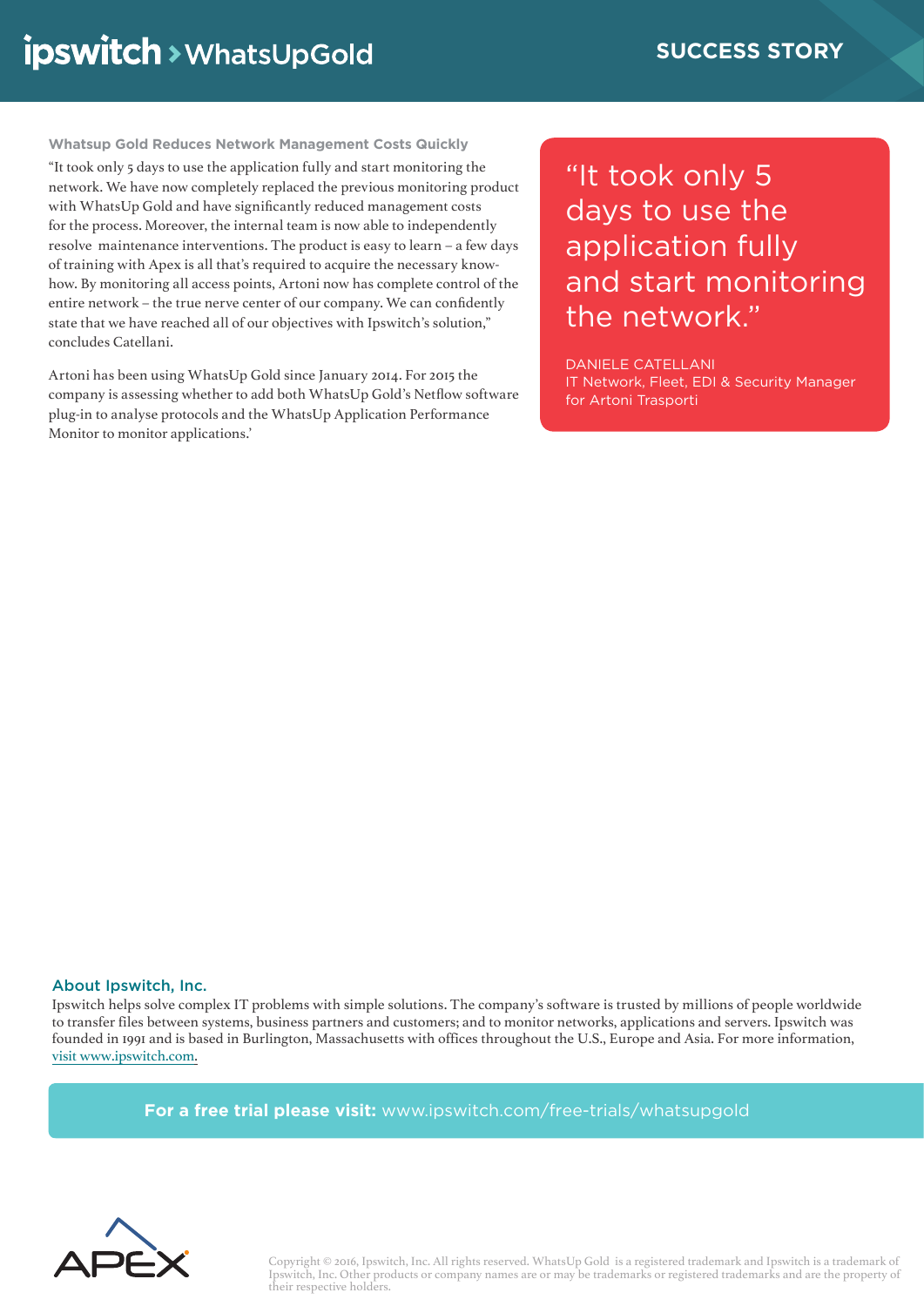### Whatsup Gold Reduces Network Management Costs Quickly

"It took only 5 days to use the application fully and start monitoring the network. We have now completely replaced the previous monitoring product with WhatsUp Gold and have significantly reduced management costs for the process. Moreover, the internal team is now able to independently resolve maintenance interventions. The product is easy to learn – a few days of training with Apex is all that's required to acquire the necessary know-how. By monitoring all access points, Artoni now has complete control of the entire network – the true nerve center of our company. We can confidently state that we have reached all of our objectives with Ipswitch's solution," concludes Catellani.

Artoni has been using WhatsUp Gold since January 2014. For 2015 the company is assessing whether to add both WhatsUp Gold's Netflow software plug-in to analyse protocols and the WhatsUp Application Performance Monitor to monitor applications.'

> "It took only 5 days to use the application fully and start monitoring the network."
>
> DANIELE CATELLANI
> IT Network, Fleet, EDI & Security Manager for Artoni Trasporti

### About Ipswitch, Inc.

Ipswitch helps solve complex IT problems with simple solutions. The company's software is trusted by millions of people worldwide to transfer files between systems, business partners and customers; and to monitor networks, applications and servers. Ipswitch was founded in 1991 and is based in Burlington, Massachusetts with offices throughout the U.S., Europe and Asia. For more information, visit www.ipswitch.com.

**For a free trial please visit:** www.ipswitch.com/free-trials/whatsupgold

Copyright © 2016, Ipswitch, Inc. All rights reserved. WhatsUp Gold is a registered trademark and Ipswitch is a trademark of Ipswitch, Inc. Other products or company names are or may be trademarks or registered trademarks and are the property of their respective holders.